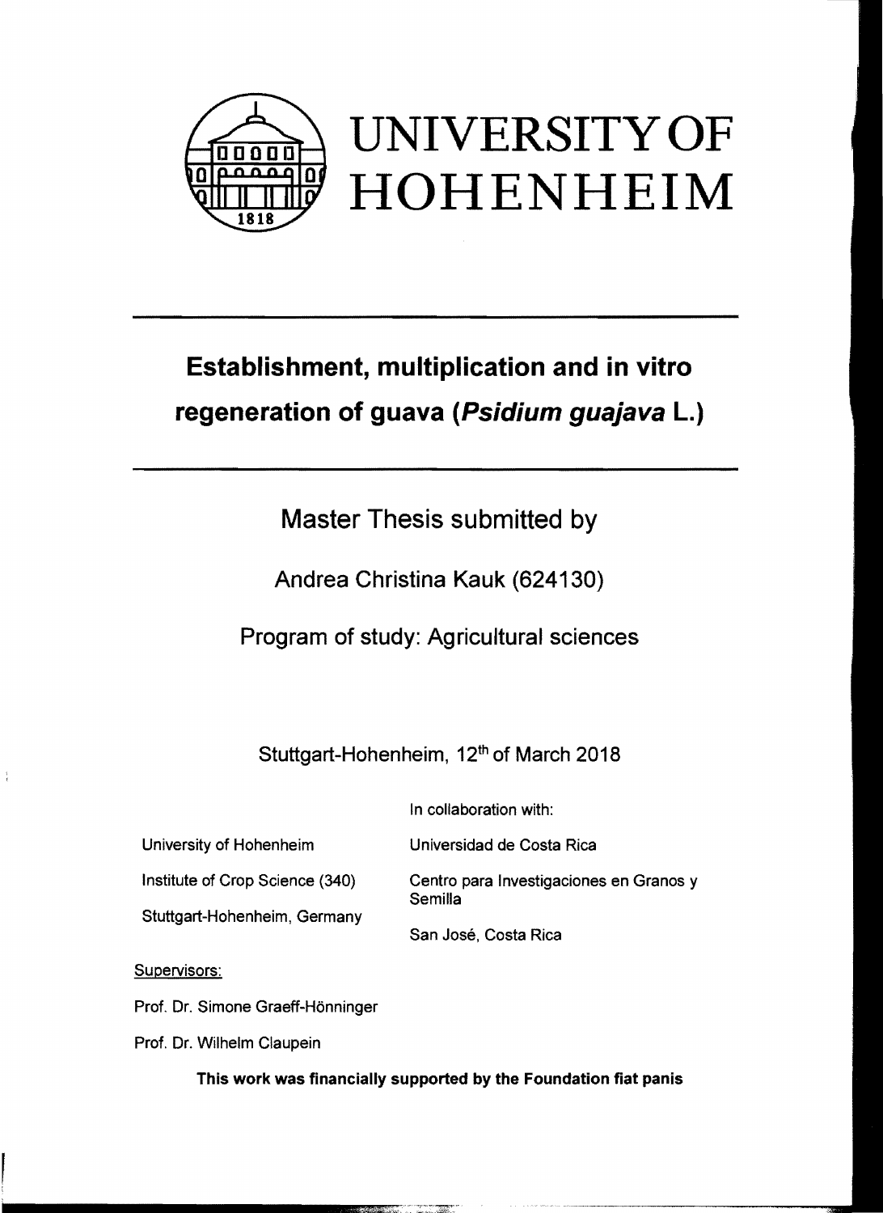# UNIVERSITY OF HOHENHEIM

---

## Establishment, multiplication and in vitro regeneration of guava (*Psidium guajava* L.)

---

Master Thesis submitted by

Andrea Christina Kauk (624130)

Program of study: Agricultural sciences

Stuttgart-Hohenheim, 12th of March 2018

| | |
|---|---|
| | In collaboration with: |
| University of Hohenheim | Universidad de Costa Rica |
| Institute of Crop Science (340) | Centro para Investigaciones en Granos y Semilla |
| Stuttgart-Hohenheim, Germany | San José, Costa Rica |

Supervisors:

Prof. Dr. Simone Graeff-Hönninger

Prof. Dr. Wilhelm Claupein

**This work was financially supported by the Foundation fiat panis**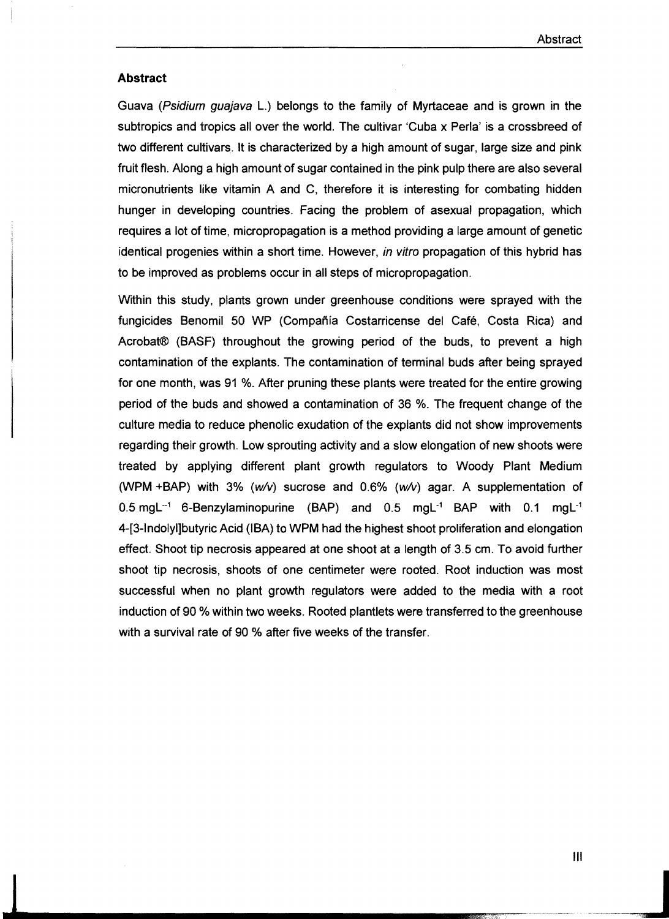## Abstract

Guava (*Psidium guajava* L.) belongs to the family of Myrtaceae and is grown in the subtropics and tropics all over the world. The cultivar 'Cuba x Perla' is a crossbreed of two different cultivars. It is characterized by a high amount of sugar, large size and pink fruit flesh. Along a high amount of sugar contained in the pink pulp there are also several micronutrients like vitamin A and C, therefore it is interesting for combating hidden hunger in developing countries. Facing the problem of asexual propagation, which requires a lot of time, micropropagation is a method providing a large amount of genetic identical progenies within a short time. However, *in vitro* propagation of this hybrid has to be improved as problems occur in all steps of micropropagation.

Within this study, plants grown under greenhouse conditions were sprayed with the fungicides Benomil 50 WP (Compañía Costarricense del Café, Costa Rica) and Acrobat® (BASF) throughout the growing period of the buds, to prevent a high contamination of the explants. The contamination of terminal buds after being sprayed for one month, was 91 %. After pruning these plants were treated for the entire growing period of the buds and showed a contamination of 36 %. The frequent change of the culture media to reduce phenolic exudation of the explants did not show improvements regarding their growth. Low sprouting activity and a slow elongation of new shoots were treated by applying different plant growth regulators to Woody Plant Medium (WPM +BAP) with 3% (*w/v*) sucrose and 0.6% (*w/v*) agar. A supplementation of 0.5 $mgL^{-1}$ 6-Benzylaminopurine (BAP) and 0.5 $mgL^{-1}$ BAP with 0.1 $mgL^{-1}$ 4-[3-Indolyl]butyric Acid (IBA) to WPM had the highest shoot proliferation and elongation effect. Shoot tip necrosis appeared at one shoot at a length of 3.5 cm. To avoid further shoot tip necrosis, shoots of one centimeter were rooted. Root induction was most successful when no plant growth regulators were added to the media with a root induction of 90 % within two weeks. Rooted plantlets were transferred to the greenhouse with a survival rate of 90 % after five weeks of the transfer.